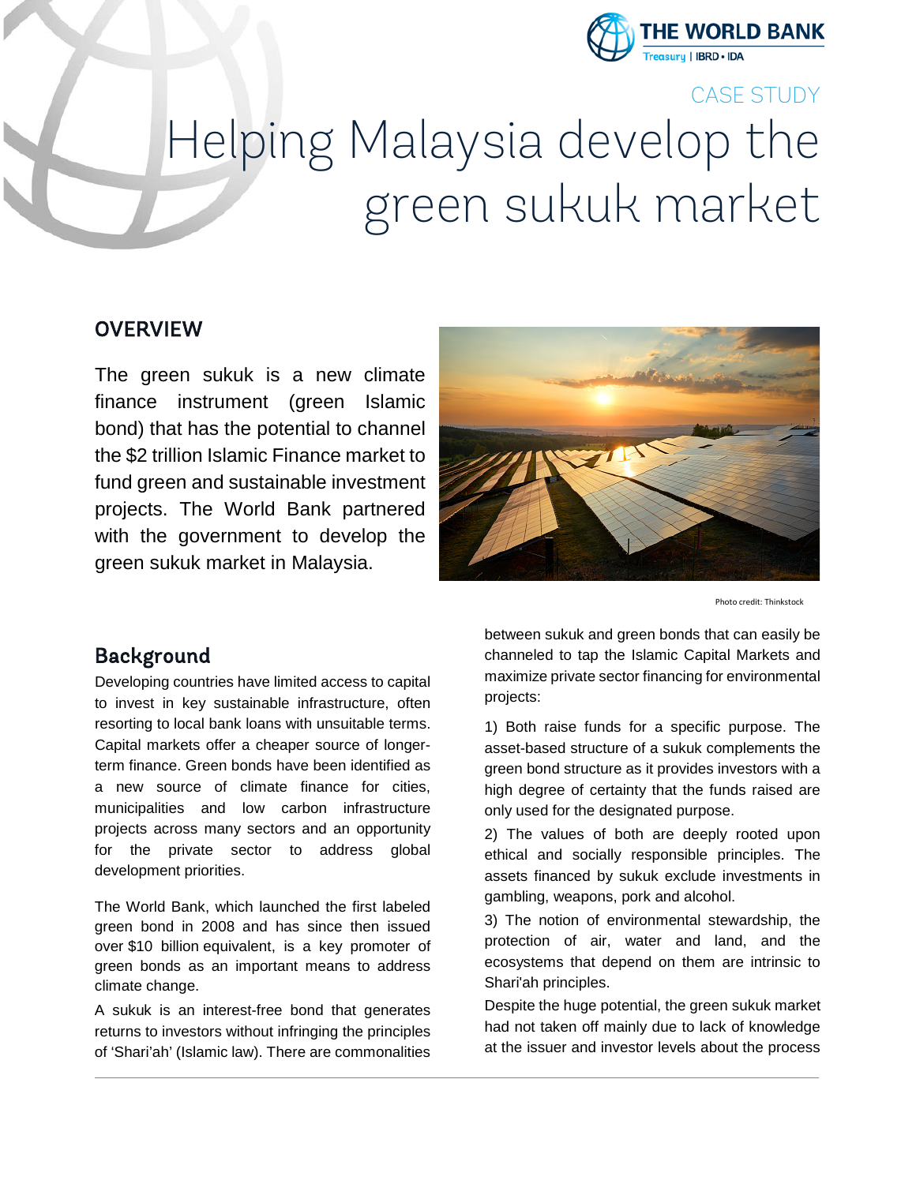THE WORLD BANK
Treasury | IBRD • IDA

CASE STUDY

# Helping Malaysia develop the green sukuk market

## OVERVIEW

The green sukuk is a new climate finance instrument (green Islamic bond) that has the potential to channel the $2 trillion Islamic Finance market to fund green and sustainable investment projects. The World Bank partnered with the government to develop the green sukuk market in Malaysia.

Photo credit: Thinkstock

## Background

Developing countries have limited access to capital to invest in key sustainable infrastructure, often resorting to local bank loans with unsuitable terms. Capital markets offer a cheaper source of longer-term finance. Green bonds have been identified as a new source of climate finance for cities, municipalities and low carbon infrastructure projects across many sectors and an opportunity for the private sector to address global development priorities.

The World Bank, which launched the first labeled green bond in 2008 and has since then issued over $10 billion equivalent, is a key promoter of green bonds as an important means to address climate change.

A sukuk is an interest-free bond that generates returns to investors without infringing the principles of 'Shari'ah' (Islamic law). There are commonalities between sukuk and green bonds that can easily be channeled to tap the Islamic Capital Markets and maximize private sector financing for environmental projects:

1) Both raise funds for a specific purpose. The asset-based structure of a sukuk complements the green bond structure as it provides investors with a high degree of certainty that the funds raised are only used for the designated purpose.

2) The values of both are deeply rooted upon ethical and socially responsible principles. The assets financed by sukuk exclude investments in gambling, weapons, pork and alcohol.

3) The notion of environmental stewardship, the protection of air, water and land, and the ecosystems that depend on them are intrinsic to Shari'ah principles.

Despite the huge potential, the green sukuk market had not taken off mainly due to lack of knowledge at the issuer and investor levels about the process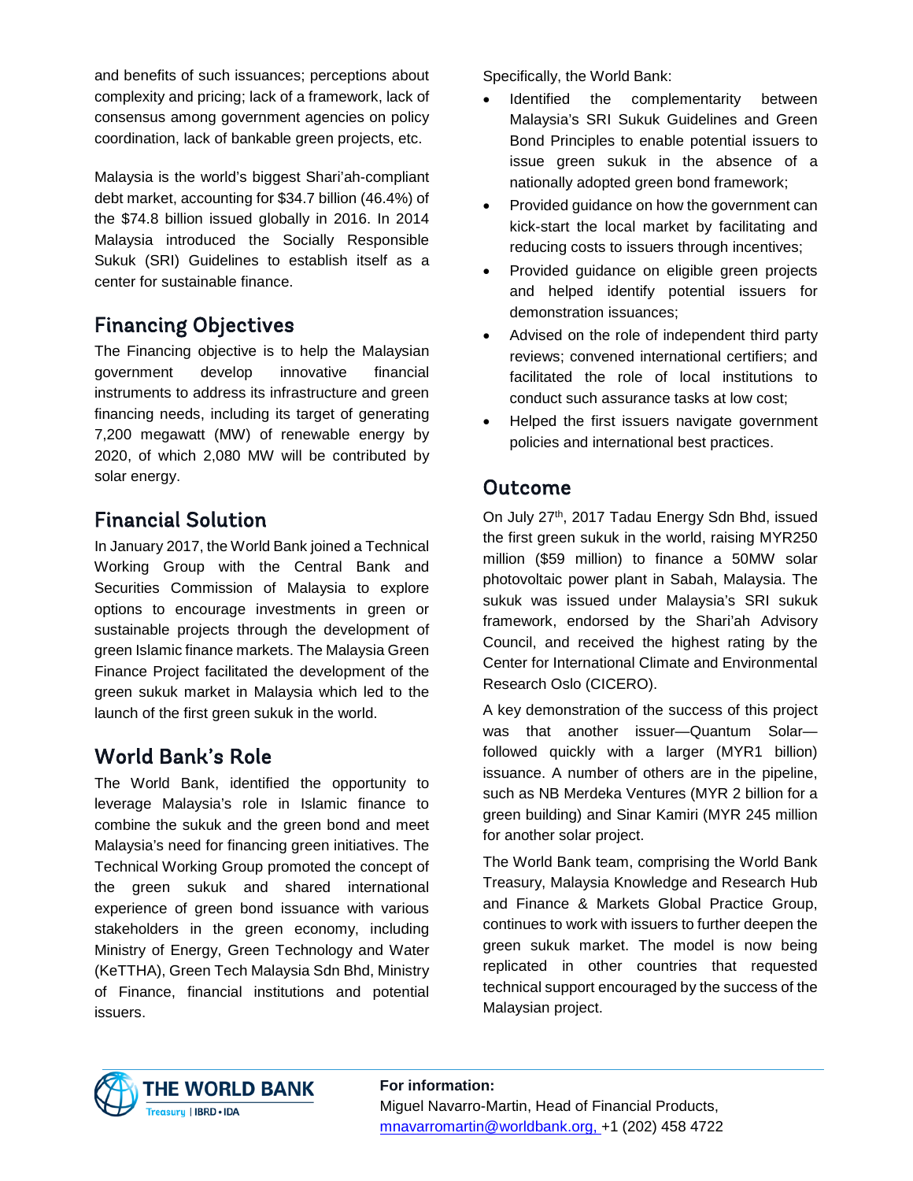and benefits of such issuances; perceptions about complexity and pricing; lack of a framework, lack of consensus among government agencies on policy coordination, lack of bankable green projects, etc.

Malaysia is the world's biggest Shari'ah-compliant debt market, accounting for $34.7 billion (46.4%) of the $74.8 billion issued globally in 2016. In 2014 Malaysia introduced the Socially Responsible Sukuk (SRI) Guidelines to establish itself as a center for sustainable finance.

## Financing Objectives

The Financing objective is to help the Malaysian government develop innovative financial instruments to address its infrastructure and green financing needs, including its target of generating 7,200 megawatt (MW) of renewable energy by 2020, of which 2,080 MW will be contributed by solar energy.

## Financial Solution

In January 2017, the World Bank joined a Technical Working Group with the Central Bank and Securities Commission of Malaysia to explore options to encourage investments in green or sustainable projects through the development of green Islamic finance markets. The Malaysia Green Finance Project facilitated the development of the green sukuk market in Malaysia which led to the launch of the first green sukuk in the world.

## World Bank's Role

The World Bank, identified the opportunity to leverage Malaysia's role in Islamic finance to combine the sukuk and the green bond and meet Malaysia's need for financing green initiatives. The Technical Working Group promoted the concept of the green sukuk and shared international experience of green bond issuance with various stakeholders in the green economy, including Ministry of Energy, Green Technology and Water (KeTTHA), Green Tech Malaysia Sdn Bhd, Ministry of Finance, financial institutions and potential issuers.

Specifically, the World Bank:

- Identified the complementarity between Malaysia's SRI Sukuk Guidelines and Green Bond Principles to enable potential issuers to issue green sukuk in the absence of a nationally adopted green bond framework;
- Provided guidance on how the government can kick-start the local market by facilitating and reducing costs to issuers through incentives;
- Provided guidance on eligible green projects and helped identify potential issuers for demonstration issuances;
- Advised on the role of independent third party reviews; convened international certifiers; and facilitated the role of local institutions to conduct such assurance tasks at low cost;
- Helped the first issuers navigate government policies and international best practices.

## Outcome

On July 27th, 2017 Tadau Energy Sdn Bhd, issued the first green sukuk in the world, raising MYR250 million ($59 million) to finance a 50MW solar photovoltaic power plant in Sabah, Malaysia. The sukuk was issued under Malaysia's SRI sukuk framework, endorsed by the Shari'ah Advisory Council, and received the highest rating by the Center for International Climate and Environmental Research Oslo (CICERO).

A key demonstration of the success of this project was that another issuer—Quantum Solar—followed quickly with a larger (MYR1 billion) issuance. A number of others are in the pipeline, such as NB Merdeka Ventures (MYR 2 billion for a green building) and Sinar Kamiri (MYR 245 million for another solar project.

The World Bank team, comprising the World Bank Treasury, Malaysia Knowledge and Research Hub and Finance & Markets Global Practice Group, continues to work with issuers to further deepen the green sukuk market. The model is now being replicated in other countries that requested technical support encouraged by the success of the Malaysian project.

THE WORLD BANK
Treasury | IBRD • IDA

**For information:**
Miguel Navarro-Martin, Head of Financial Products,
mnavarromartin@worldbank.org, +1 (202) 458 4722